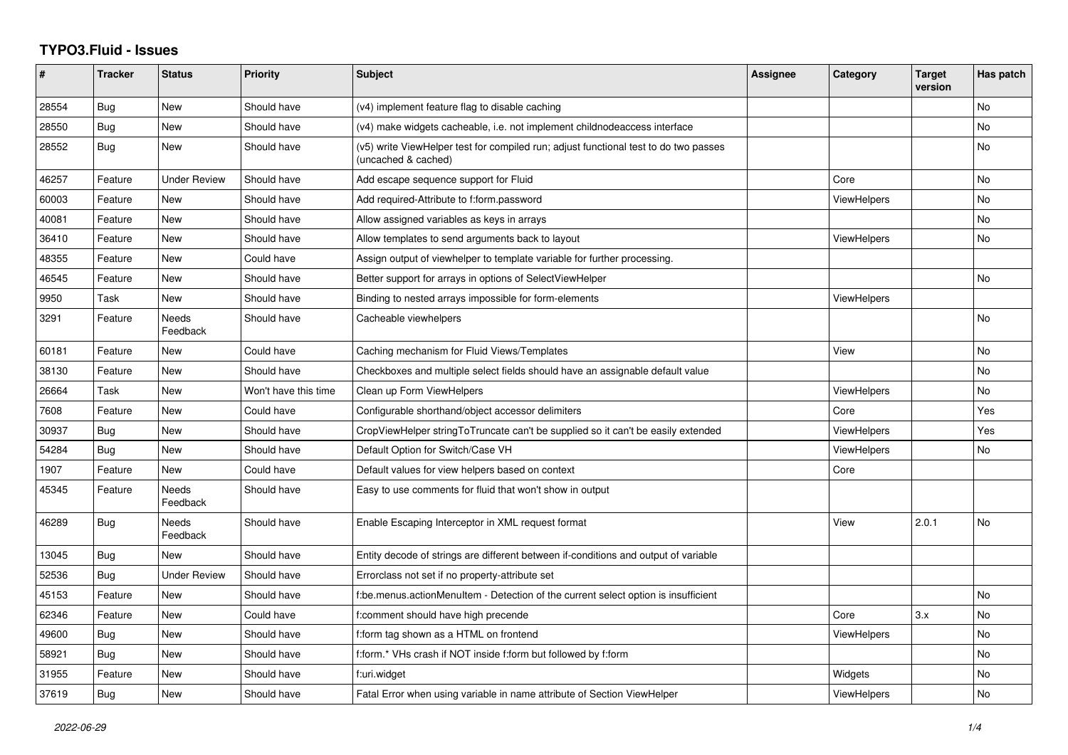# TYPO3.Fluid - Issues

| # | Tracker | Status | Priority | Subject | Assignee | Category | Target version | Has patch |
|---|---|---|---|---|---|---|---|---|
| 28554 | Bug | New | Should have | (v4) implement feature flag to disable caching | | | | No |
| 28550 | Bug | New | Should have | (v4) make widgets cacheable, i.e. not implement childnodeaccess interface | | | | No |
| 28552 | Bug | New | Should have | (v5) write ViewHelper test for compiled run; adjust functional test to do two passes (uncached & cached) | | | | No |
| 46257 | Feature | Under Review | Should have | Add escape sequence support for Fluid | | Core | | No |
| 60003 | Feature | New | Should have | Add required-Attribute to f:form.password | | ViewHelpers | | No |
| 40081 | Feature | New | Should have | Allow assigned variables as keys in arrays | | | | No |
| 36410 | Feature | New | Should have | Allow templates to send arguments back to layout | | ViewHelpers | | No |
| 48355 | Feature | New | Could have | Assign output of viewhelper to template variable for further processing. | | | | |
| 46545 | Feature | New | Should have | Better support for arrays in options of SelectViewHelper | | | | No |
| 9950 | Task | New | Should have | Binding to nested arrays impossible for form-elements | | ViewHelpers | | |
| 3291 | Feature | Needs Feedback | Should have | Cacheable viewhelpers | | | | No |
| 60181 | Feature | New | Could have | Caching mechanism for Fluid Views/Templates | | View | | No |
| 38130 | Feature | New | Should have | Checkboxes and multiple select fields should have an assignable default value | | | | No |
| 26664 | Task | New | Won't have this time | Clean up Form ViewHelpers | | ViewHelpers | | No |
| 7608 | Feature | New | Could have | Configurable shorthand/object accessor delimiters | | Core | | Yes |
| 30937 | Bug | New | Should have | CropViewHelper stringToTruncate can't be supplied so it can't be easily extended | | ViewHelpers | | Yes |
| 54284 | Bug | New | Should have | Default Option for Switch/Case VH | | ViewHelpers | | No |
| 1907 | Feature | New | Could have | Default values for view helpers based on context | | Core | | |
| 45345 | Feature | Needs Feedback | Should have | Easy to use comments for fluid that won't show in output | | | | |
| 46289 | Bug | Needs Feedback | Should have | Enable Escaping Interceptor in XML request format | | View | 2.0.1 | No |
| 13045 | Bug | New | Should have | Entity decode of strings are different between if-conditions and output of variable | | | | |
| 52536 | Bug | Under Review | Should have | Errorclass not set if no property-attribute set | | | | |
| 45153 | Feature | New | Should have | f:be.menus.actionMenuItem - Detection of the current select option is insufficient | | | | No |
| 62346 | Feature | New | Could have | f:comment should have high precende | | Core | 3.x | No |
| 49600 | Bug | New | Should have | f:form tag shown as a HTML on frontend | | ViewHelpers | | No |
| 58921 | Bug | New | Should have | f:form.* VHs crash if NOT inside f:form but followed by f:form | | | | No |
| 31955 | Feature | New | Should have | f:uri.widget | | Widgets | | No |
| 37619 | Bug | New | Should have | Fatal Error when using variable in name attribute of Section ViewHelper | | ViewHelpers | | No |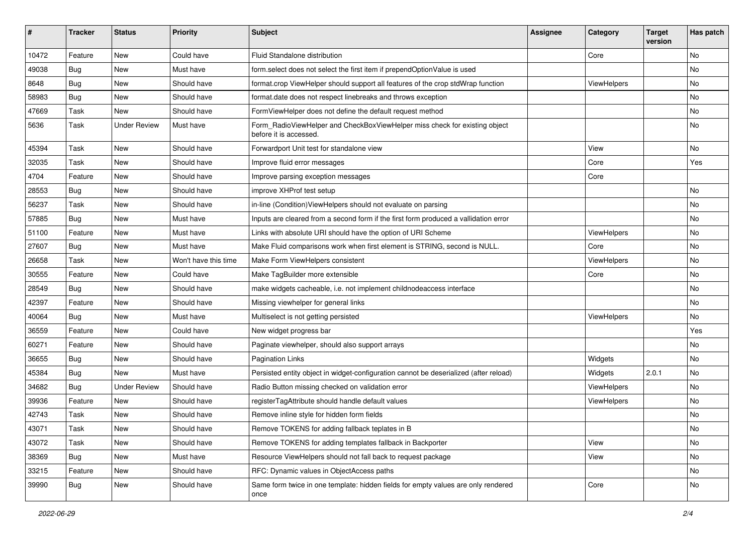| # | Tracker | Status | Priority | Subject | Assignee | Category | Target version | Has patch |
|---|---|---|---|---|---|---|---|---|
| 10472 | Feature | New | Could have | Fluid Standalone distribution | | Core | | No |
| 49038 | Bug | New | Must have | form.select does not select the first item if prependOptionValue is used | | | | No |
| 8648 | Bug | New | Should have | format.crop ViewHelper should support all features of the crop stdWrap function | | ViewHelpers | | No |
| 58983 | Bug | New | Should have | format.date does not respect linebreaks and throws exception | | | | No |
| 47669 | Task | New | Should have | FormViewHelper does not define the default request method | | | | No |
| 5636 | Task | Under Review | Must have | Form_RadioViewHelper and CheckBoxViewHelper miss check for existing object before it is accessed. | | | | No |
| 45394 | Task | New | Should have | Forwardport Unit test for standalone view | | View | | No |
| 32035 | Task | New | Should have | Improve fluid error messages | | Core | | Yes |
| 4704 | Feature | New | Should have | Improve parsing exception messages | | Core | | |
| 28553 | Bug | New | Should have | improve XHProf test setup | | | | No |
| 56237 | Task | New | Should have | in-line (Condition)ViewHelpers should not evaluate on parsing | | | | No |
| 57885 | Bug | New | Must have | Inputs are cleared from a second form if the first form produced a vallidation error | | | | No |
| 51100 | Feature | New | Must have | Links with absolute URI should have the option of URI Scheme | | ViewHelpers | | No |
| 27607 | Bug | New | Must have | Make Fluid comparisons work when first element is STRING, second is NULL. | | Core | | No |
| 26658 | Task | New | Won't have this time | Make Form ViewHelpers consistent | | ViewHelpers | | No |
| 30555 | Feature | New | Could have | Make TagBuilder more extensible | | Core | | No |
| 28549 | Bug | New | Should have | make widgets cacheable, i.e. not implement childnodeaccess interface | | | | No |
| 42397 | Feature | New | Should have | Missing viewhelper for general links | | | | No |
| 40064 | Bug | New | Must have | Multiselect is not getting persisted | | ViewHelpers | | No |
| 36559 | Feature | New | Could have | New widget progress bar | | | | Yes |
| 60271 | Feature | New | Should have | Paginate viewhelper, should also support arrays | | | | No |
| 36655 | Bug | New | Should have | Pagination Links | | Widgets | | No |
| 45384 | Bug | New | Must have | Persisted entity object in widget-configuration cannot be deserialized (after reload) | | Widgets | 2.0.1 | No |
| 34682 | Bug | Under Review | Should have | Radio Button missing checked on validation error | | ViewHelpers | | No |
| 39936 | Feature | New | Should have | registerTagAttribute should handle default values | | ViewHelpers | | No |
| 42743 | Task | New | Should have | Remove inline style for hidden form fields | | | | No |
| 43071 | Task | New | Should have | Remove TOKENS for adding fallback teplates in B | | | | No |
| 43072 | Task | New | Should have | Remove TOKENS for adding templates fallback in Backporter | | View | | No |
| 38369 | Bug | New | Must have | Resource ViewHelpers should not fall back to request package | | View | | No |
| 33215 | Feature | New | Should have | RFC: Dynamic values in ObjectAccess paths | | | | No |
| 39990 | Bug | New | Should have | Same form twice in one template: hidden fields for empty values are only rendered once | | Core | | No |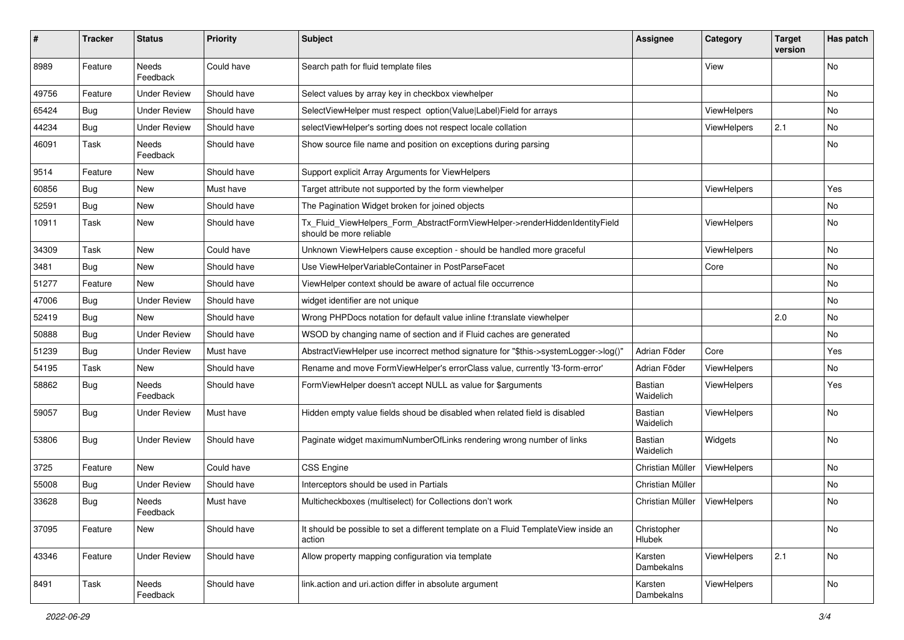| # | Tracker | Status | Priority | Subject | Assignee | Category | Target version | Has patch |
|---|---|---|---|---|---|---|---|---|
| 8989 | Feature | Needs Feedback | Could have | Search path for fluid template files | | View | | No |
| 49756 | Feature | Under Review | Should have | Select values by array key in checkbox viewhelper | | | | No |
| 65424 | Bug | Under Review | Should have | SelectViewHelper must respect option(Value\|Label)Field for arrays | | ViewHelpers | | No |
| 44234 | Bug | Under Review | Should have | selectViewHelper's sorting does not respect locale collation | | ViewHelpers | 2.1 | No |
| 46091 | Task | Needs Feedback | Should have | Show source file name and position on exceptions during parsing | | | | No |
| 9514 | Feature | New | Should have | Support explicit Array Arguments for ViewHelpers | | | | |
| 60856 | Bug | New | Must have | Target attribute not supported by the form viewhelper | | ViewHelpers | | Yes |
| 52591 | Bug | New | Should have | The Pagination Widget broken for joined objects | | | | No |
| 10911 | Task | New | Should have | Tx_Fluid_ViewHelpers_Form_AbstractFormViewHelper->renderHiddenIdentityField should be more reliable | | ViewHelpers | | No |
| 34309 | Task | New | Could have | Unknown ViewHelpers cause exception - should be handled more graceful | | ViewHelpers | | No |
| 3481 | Bug | New | Should have | Use ViewHelperVariableContainer in PostParseFacet | | Core | | No |
| 51277 | Feature | New | Should have | ViewHelper context should be aware of actual file occurrence | | | | No |
| 47006 | Bug | Under Review | Should have | widget identifier are not unique | | | | No |
| 52419 | Bug | New | Should have | Wrong PHPDocs notation for default value inline f:translate viewhelper | | | 2.0 | No |
| 50888 | Bug | Under Review | Should have | WSOD by changing name of section and if Fluid caches are generated | | | | No |
| 51239 | Bug | Under Review | Must have | AbstractViewHelper use incorrect method signature for "$this->systemLogger->log()" | Adrian Föder | Core | | Yes |
| 54195 | Task | New | Should have | Rename and move FormViewHelper's errorClass value, currently 'f3-form-error' | Adrian Föder | ViewHelpers | | No |
| 58862 | Bug | Needs Feedback | Should have | FormViewHelper doesn't accept NULL as value for $arguments | Bastian Waidelich | ViewHelpers | | Yes |
| 59057 | Bug | Under Review | Must have | Hidden empty value fields shoud be disabled when related field is disabled | Bastian Waidelich | ViewHelpers | | No |
| 53806 | Bug | Under Review | Should have | Paginate widget maximumNumberOfLinks rendering wrong number of links | Bastian Waidelich | Widgets | | No |
| 3725 | Feature | New | Could have | CSS Engine | Christian Müller | ViewHelpers | | No |
| 55008 | Bug | Under Review | Should have | Interceptors should be used in Partials | Christian Müller | | | No |
| 33628 | Bug | Needs Feedback | Must have | Multicheckboxes (multiselect) for Collections don't work | Christian Müller | ViewHelpers | | No |
| 37095 | Feature | New | Should have | It should be possible to set a different template on a Fluid TemplateView inside an action | Christopher Hlubek | | | No |
| 43346 | Feature | Under Review | Should have | Allow property mapping configuration via template | Karsten Dambekalns | ViewHelpers | 2.1 | No |
| 8491 | Task | Needs Feedback | Should have | link.action and uri.action differ in absolute argument | Karsten Dambekalns | ViewHelpers | | No |

2022-06-29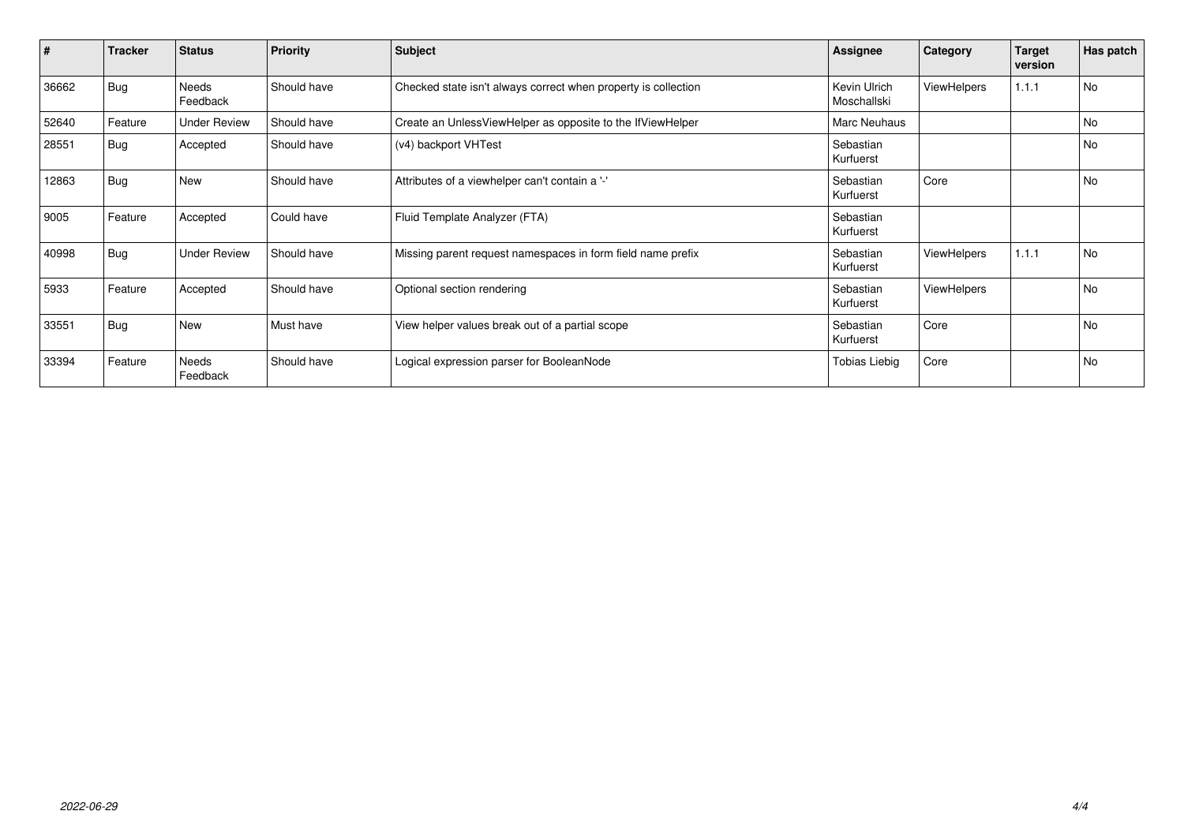| # | Tracker | Status | Priority | Subject | Assignee | Category | Target version | Has patch |
|---|---|---|---|---|---|---|---|---|
| 36662 | Bug | Needs Feedback | Should have | Checked state isn't always correct when property is collection | Kevin Ulrich Moschallski | ViewHelpers | 1.1.1 | No |
| 52640 | Feature | Under Review | Should have | Create an UnlessViewHelper as opposite to the IfViewHelper | Marc Neuhaus | | | No |
| 28551 | Bug | Accepted | Should have | (v4) backport VHTest | Sebastian Kurfuerst | | | No |
| 12863 | Bug | New | Should have | Attributes of a viewhelper can't contain a '-' | Sebastian Kurfuerst | Core | | No |
| 9005 | Feature | Accepted | Could have | Fluid Template Analyzer (FTA) | Sebastian Kurfuerst | | | |
| 40998 | Bug | Under Review | Should have | Missing parent request namespaces in form field name prefix | Sebastian Kurfuerst | ViewHelpers | 1.1.1 | No |
| 5933 | Feature | Accepted | Should have | Optional section rendering | Sebastian Kurfuerst | ViewHelpers | | No |
| 33551 | Bug | New | Must have | View helper values break out of a partial scope | Sebastian Kurfuerst | Core | | No |
| 33394 | Feature | Needs Feedback | Should have | Logical expression parser for BooleanNode | Tobias Liebig | Core | | No |